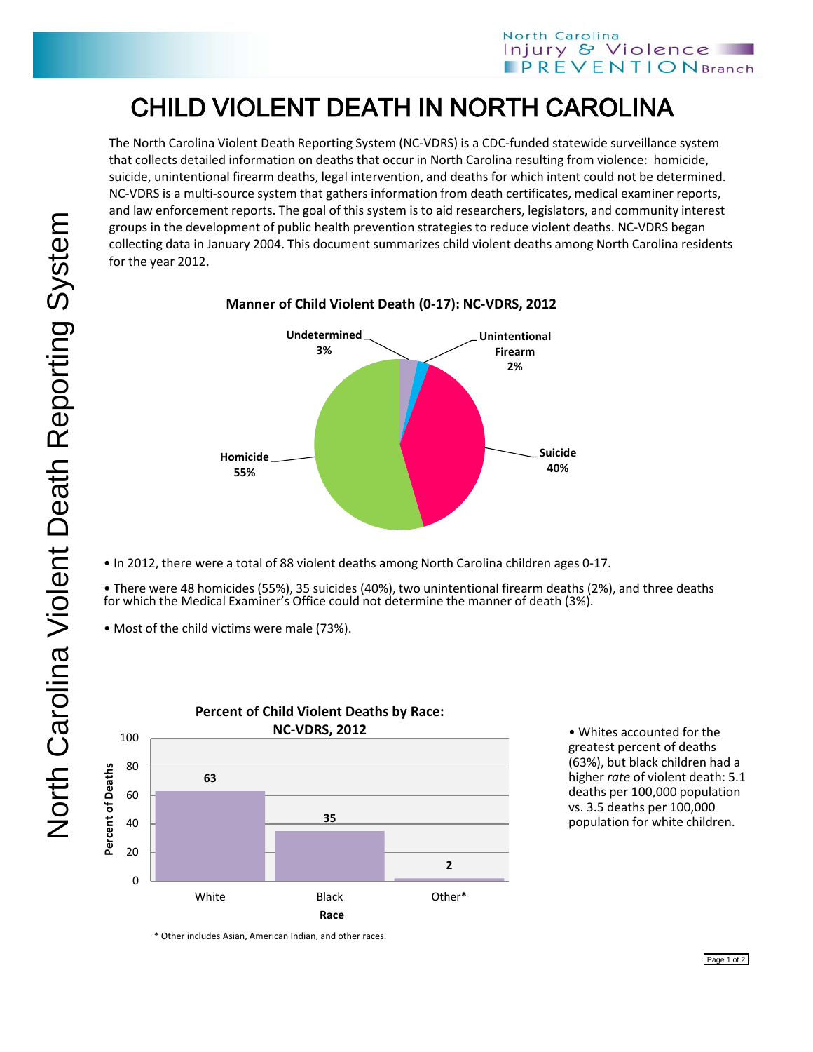# CHILD VIOLENT DEATH IN NORTH CAROLINA

The North Carolina Violent Death Reporting System (NC-VDRS) is a CDC-funded statewide surveillance system that collects detailed information on deaths that occur in North Carolina resulting from violence: homicide, suicide, unintentional firearm deaths, legal intervention, and deaths for which intent could not be determined. NC-VDRS is a multi-source system that gathers information from death certificates, medical examiner reports, and law enforcement reports. The goal of this system is to aid researchers, legislators, and community interest groups in the development of public health prevention strategies to reduce violent deaths. NC-VDRS began collecting data in January 2004. This document summarizes child violent deaths among North Carolina residents for the year 2012.

**Manner of Child Violent Death (0-17): NC-VDRS, 2012**

| Manner | Percent |
|---|---|
| Homicide | 55% |
| Suicide | 40% |
| Undetermined | 3% |
| Unintentional Firearm | 2% |

- In 2012, there were a total of 88 violent deaths among North Carolina children ages 0-17.
- There were 48 homicides (55%), 35 suicides (40%), two unintentional firearm deaths (2%), and three deaths for which the Medical Examiner's Office could not determine the manner of death (3%).
- Most of the child victims were male (73%).

**Percent of Child Violent Deaths by Race: NC-VDRS, 2012**

| Race | Percent of Deaths |
|---|---|
| White | 63 |
| Black | 35 |
| Other* | 2 |

\* Other includes Asian, American Indian, and other races.

- Whites accounted for the greatest percent of deaths (63%), but black children had a higher *rate* of violent death: 5.1 deaths per 100,000 population vs. 3.5 deaths per 100,000 population for white children.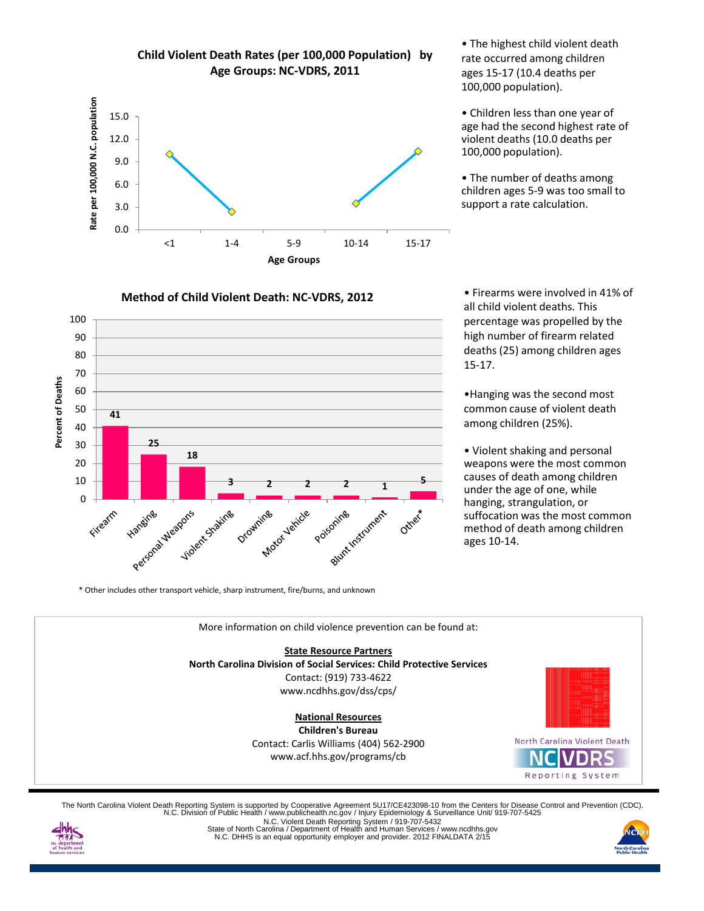**Child Violent Death Rates (per 100,000 Population) by Age Groups: NC-VDRS, 2011**

Rate per 100,000 N.C. population

15.0
12.0
9.0
6.0
3.0
0.0

<1
1-4
5-9
10-14
15-17

Age Groups

- The highest child violent death rate occurred among children ages 15-17 (10.4 deaths per 100,000 population).
- Children less than one year of age had the second highest rate of violent deaths (10.0 deaths per 100,000 population).
- The number of deaths among children ages 5-9 was too small to support a rate calculation.

**Method of Child Violent Death: NC-VDRS, 2012**

Percent of Deaths

100
90
80
70
60
50
40
30
20
10
0

Firearm 41
Hanging 25
Personal Weapons 18
Violent Shaking 3
Drowning 2
Motor Vehicle 2
Poisoning 2
Blunt Instrument 1
Other* 5

\* Other includes other transport vehicle, sharp instrument, fire/burns, and unknown

- Firearms were involved in 41% of all child violent deaths. This percentage was propelled by the high number of firearm related deaths (25) among children ages 15-17.
- Hanging was the second most common cause of violent death among children (25%).
- Violent shaking and personal weapons were the most common causes of death among children under the age of one, while hanging, strangulation, or suffocation was the most common method of death among children ages 10-14.

More information on child violence prevention can be found at:

**State Resource Partners**
**North Carolina Division of Social Services: Child Protective Services**
Contact: (919) 733-4622
www.ncdhhs.gov/dss/cps/

**National Resources**
**Children's Bureau**
Contact: Carlis Williams (404) 562-2900
www.acf.hhs.gov/programs/cb

North Carolina Violent Death
NC VDRS
Reporting System

The North Carolina Violent Death Reporting System is supported by Cooperative Agreement 5U17/CE423098-10 from the Centers for Disease Control and Prevention (CDC).
N.C. Division of Public Health / www.publichealth.nc.gov / Injury Epidemiology & Surveillance Unit/ 919-707-5425
N.C. Violent Death Reporting System / 919-707-5432
State of North Carolina / Department of Health and Human Services / www.ncdhhs.gov
N.C. DHHS is an equal opportunity employer and provider. 2012 FINALDATA 2/15